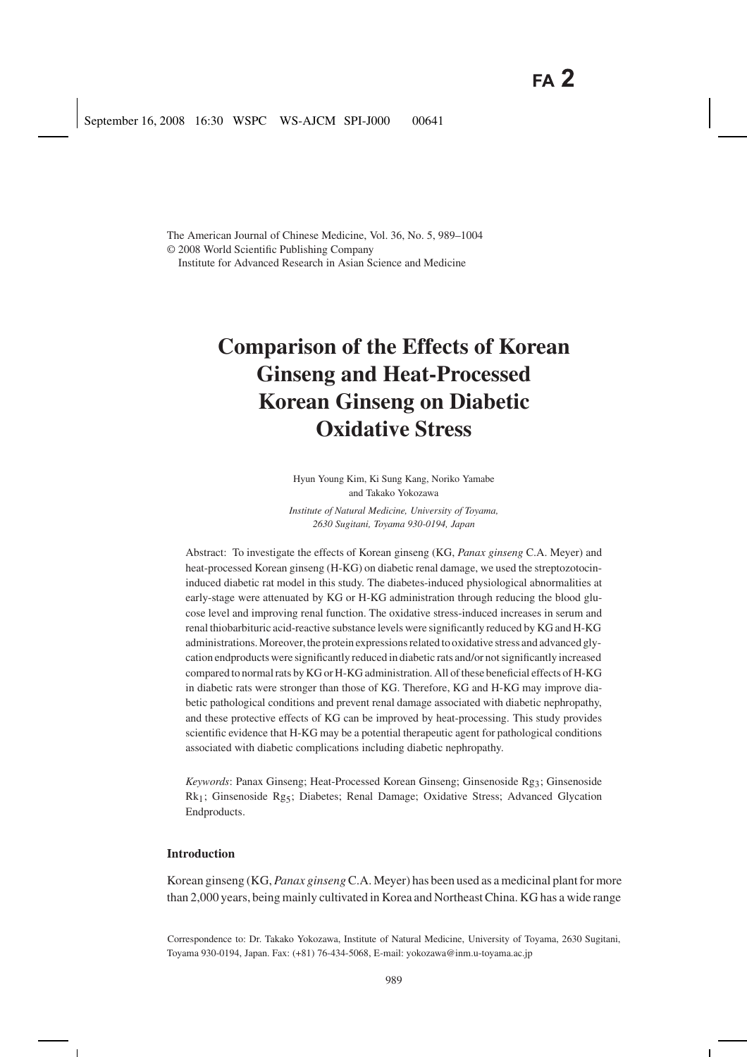The American Journal of Chinese Medicine, Vol. 36, No. 5, 989–1004
© 2008 World Scientific Publishing Company
Institute for Advanced Research in Asian Science and Medicine

# Comparison of the Effects of Korean Ginseng and Heat-Processed Korean Ginseng on Diabetic Oxidative Stress

Hyun Young Kim, Ki Sung Kang, Noriko Yamabe and Takako Yokozawa

*Institute of Natural Medicine, University of Toyama, 2630 Sugitani, Toyama 930-0194, Japan*

Abstract: To investigate the effects of Korean ginseng (KG, *Panax ginseng* C.A. Meyer) and heat-processed Korean ginseng (H-KG) on diabetic renal damage, we used the streptozotocin-induced diabetic rat model in this study. The diabetes-induced physiological abnormalities at early-stage were attenuated by KG or H-KG administration through reducing the blood glucose level and improving renal function. The oxidative stress-induced increases in serum and renal thiobarbituric acid-reactive substance levels were significantly reduced by KG and H-KG administrations. Moreover, the protein expressions related to oxidative stress and advanced glycation endproducts were significantly reduced in diabetic rats and/or not significantly increased compared to normal rats by KG or H-KG administration. All of these beneficial effects of H-KG in diabetic rats were stronger than those of KG. Therefore, KG and H-KG may improve diabetic pathological conditions and prevent renal damage associated with diabetic nephropathy, and these protective effects of KG can be improved by heat-processing. This study provides scientific evidence that H-KG may be a potential therapeutic agent for pathological conditions associated with diabetic complications including diabetic nephropathy.

*Keywords*: Panax Ginseng; Heat-Processed Korean Ginseng; Ginsenoside $Rg_3$; Ginsenoside $Rk_1$; Ginsenoside $Rg_5$; Diabetes; Renal Damage; Oxidative Stress; Advanced Glycation Endproducts.

## Introduction

Korean ginseng (KG, *Panax ginseng* C.A. Meyer) has been used as a medicinal plant for more than 2,000 years, being mainly cultivated in Korea and Northeast China. KG has a wide range

Correspondence to: Dr. Takako Yokozawa, Institute of Natural Medicine, University of Toyama, 2630 Sugitani, Toyama 930-0194, Japan. Fax: (+81) 76-434-5068, E-mail: yokozawa@inm.u-toyama.ac.jp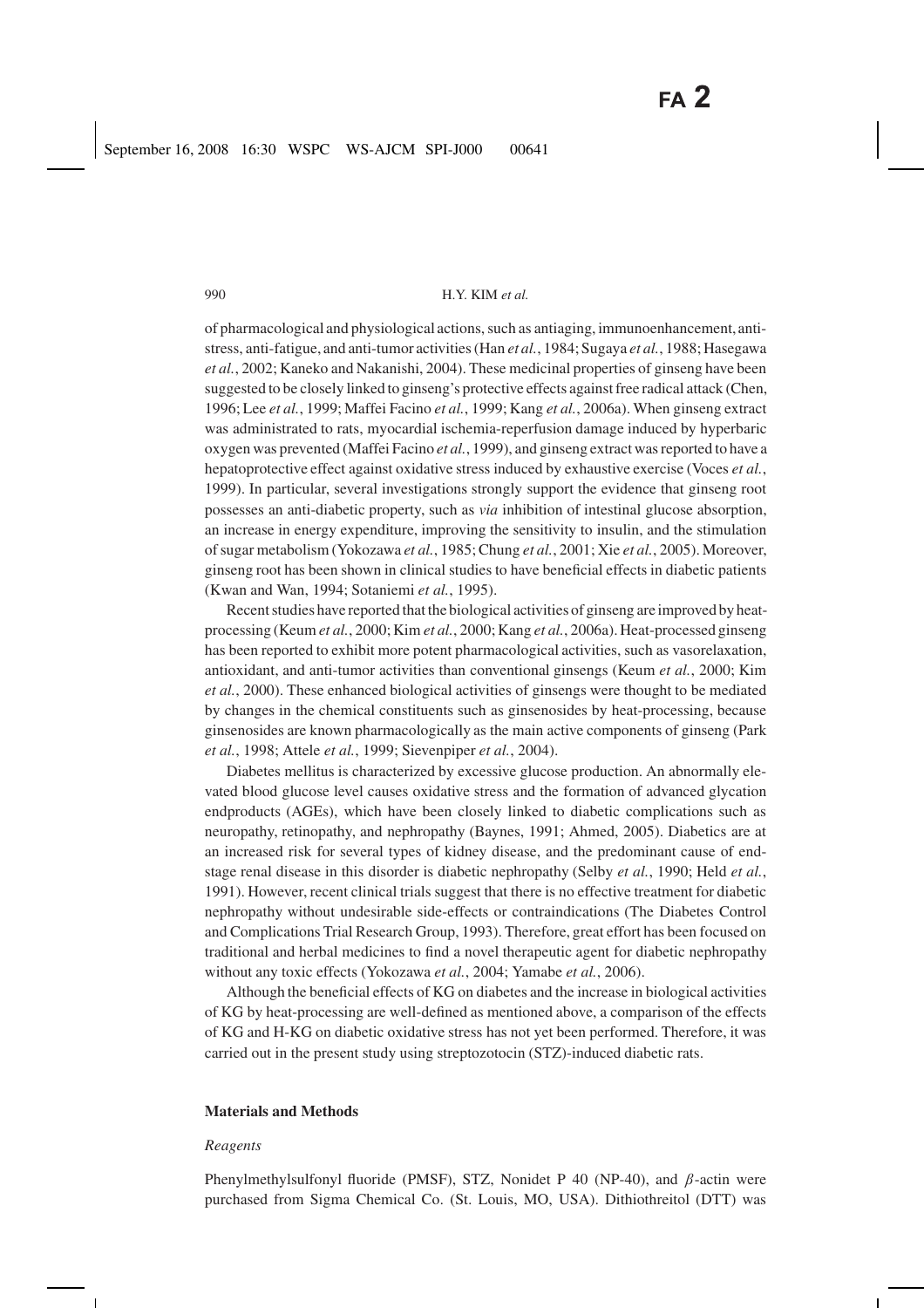of pharmacological and physiological actions, such as antiaging, immunoenhancement, anti-stress, anti-fatigue, and anti-tumor activities (Han *et al.*, 1984; Sugaya *et al.*, 1988; Hasegawa *et al.*, 2002; Kaneko and Nakanishi, 2004). These medicinal properties of ginseng have been suggested to be closely linked to ginseng's protective effects against free radical attack (Chen, 1996; Lee *et al.*, 1999; Maffei Facino *et al.*, 1999; Kang *et al.*, 2006a). When ginseng extract was administrated to rats, myocardial ischemia-reperfusion damage induced by hyperbaric oxygen was prevented (Maffei Facino *et al.*, 1999), and ginseng extract was reported to have a hepatoprotective effect against oxidative stress induced by exhaustive exercise (Voces *et al.*, 1999). In particular, several investigations strongly support the evidence that ginseng root possesses an anti-diabetic property, such as *via* inhibition of intestinal glucose absorption, an increase in energy expenditure, improving the sensitivity to insulin, and the stimulation of sugar metabolism (Yokozawa *et al.*, 1985; Chung *et al.*, 2001; Xie *et al.*, 2005). Moreover, ginseng root has been shown in clinical studies to have beneficial effects in diabetic patients (Kwan and Wan, 1994; Sotaniemi *et al.*, 1995).

Recent studies have reported that the biological activities of ginseng are improved by heat-processing (Keum *et al.*, 2000; Kim *et al.*, 2000; Kang *et al.*, 2006a). Heat-processed ginseng has been reported to exhibit more potent pharmacological activities, such as vasorelaxation, antioxidant, and anti-tumor activities than conventional ginsengs (Keum *et al.*, 2000; Kim *et al.*, 2000). These enhanced biological activities of ginsengs were thought to be mediated by changes in the chemical constituents such as ginsenosides by heat-processing, because ginsenosides are known pharmacologically as the main active components of ginseng (Park *et al.*, 1998; Attele *et al.*, 1999; Sievenpiper *et al.*, 2004).

Diabetes mellitus is characterized by excessive glucose production. An abnormally elevated blood glucose level causes oxidative stress and the formation of advanced glycation endproducts (AGEs), which have been closely linked to diabetic complications such as neuropathy, retinopathy, and nephropathy (Baynes, 1991; Ahmed, 2005). Diabetics are at an increased risk for several types of kidney disease, and the predominant cause of end-stage renal disease in this disorder is diabetic nephropathy (Selby *et al.*, 1990; Held *et al.*, 1991). However, recent clinical trials suggest that there is no effective treatment for diabetic nephropathy without undesirable side-effects or contraindications (The Diabetes Control and Complications Trial Research Group, 1993). Therefore, great effort has been focused on traditional and herbal medicines to find a novel therapeutic agent for diabetic nephropathy without any toxic effects (Yokozawa *et al.*, 2004; Yamabe *et al.*, 2006).

Although the beneficial effects of KG on diabetes and the increase in biological activities of KG by heat-processing are well-defined as mentioned above, a comparison of the effects of KG and H-KG on diabetic oxidative stress has not yet been performed. Therefore, it was carried out in the present study using streptozotocin (STZ)-induced diabetic rats.

## Materials and Methods

### *Reagents*

Phenylmethylsulfonyl fluoride (PMSF), STZ, Nonidet P 40 (NP-40), and $\beta$-actin were purchased from Sigma Chemical Co. (St. Louis, MO, USA). Dithiothreitol (DTT) was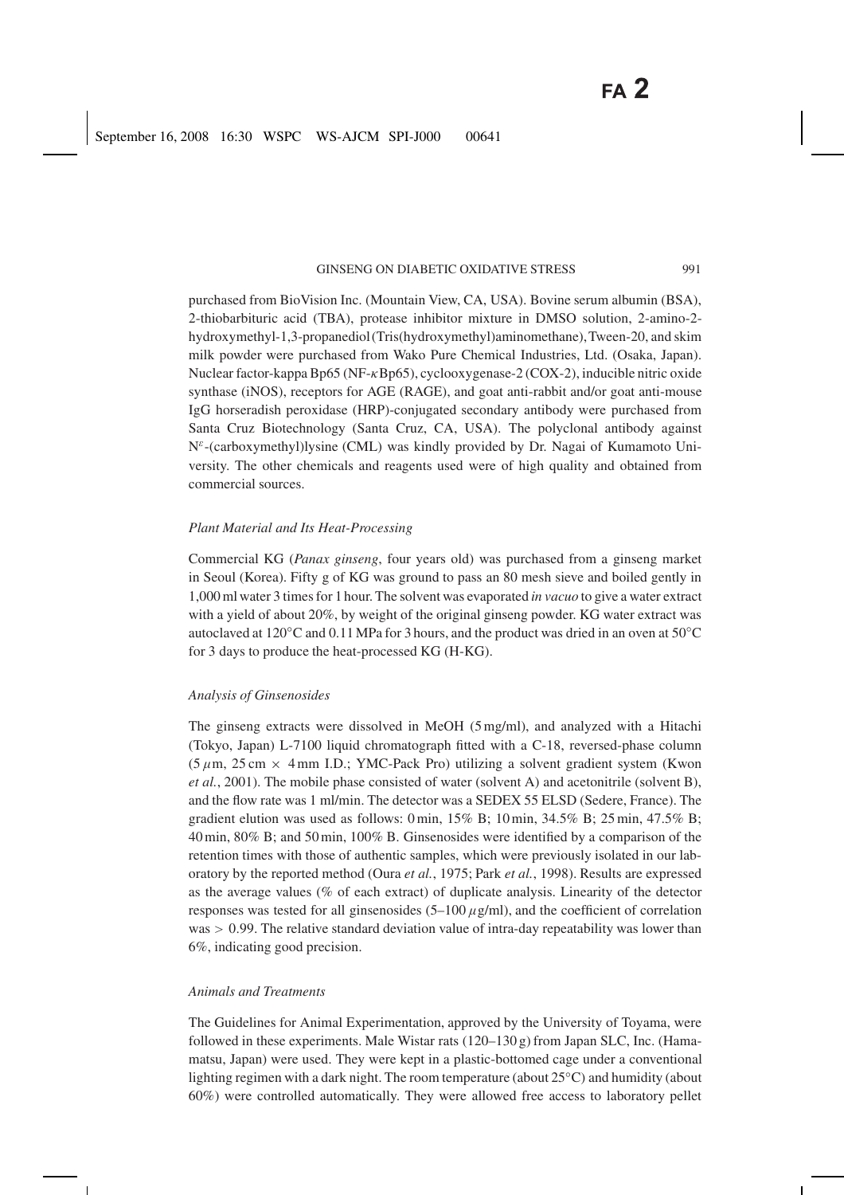purchased from BioVision Inc. (Mountain View, CA, USA). Bovine serum albumin (BSA), 2-thiobarbituric acid (TBA), protease inhibitor mixture in DMSO solution, 2-amino-2-hydroxymethyl-1,3-propanediol (Tris(hydroxymethyl)aminomethane), Tween-20, and skim milk powder were purchased from Wako Pure Chemical Industries, Ltd. (Osaka, Japan). Nuclear factor-kappa Bp65 (NF-$\kappa$Bp65), cyclooxygenase-2 (COX-2), inducible nitric oxide synthase (iNOS), receptors for AGE (RAGE), and goat anti-rabbit and/or goat anti-mouse IgG horseradish peroxidase (HRP)-conjugated secondary antibody were purchased from Santa Cruz Biotechnology (Santa Cruz, CA, USA). The polyclonal antibody against $N^{\varepsilon}$-(carboxymethyl)lysine (CML) was kindly provided by Dr. Nagai of Kumamoto University. The other chemicals and reagents used were of high quality and obtained from commercial sources.

### *Plant Material and Its Heat-Processing*

Commercial KG (*Panax ginseng*, four years old) was purchased from a ginseng market in Seoul (Korea). Fifty g of KG was ground to pass an 80 mesh sieve and boiled gently in 1,000 ml water 3 times for 1 hour. The solvent was evaporated *in vacuo* to give a water extract with a yield of about 20%, by weight of the original ginseng powder. KG water extract was autoclaved at 120°C and 0.11 MPa for 3 hours, and the product was dried in an oven at 50°C for 3 days to produce the heat-processed KG (H-KG).

### *Analysis of Ginsenosides*

The ginseng extracts were dissolved in MeOH (5 mg/ml), and analyzed with a Hitachi (Tokyo, Japan) L-7100 liquid chromatograph fitted with a C-18, reversed-phase column (5 $\mu$m, 25 cm × 4 mm I.D.; YMC-Pack Pro) utilizing a solvent gradient system (Kwon *et al.*, 2001). The mobile phase consisted of water (solvent A) and acetonitrile (solvent B), and the flow rate was 1 ml/min. The detector was a SEDEX 55 ELSD (Sedere, France). The gradient elution was used as follows: 0 min, 15% B; 10 min, 34.5% B; 25 min, 47.5% B; 40 min, 80% B; and 50 min, 100% B. Ginsenosides were identified by a comparison of the retention times with those of authentic samples, which were previously isolated in our laboratory by the reported method (Oura *et al.*, 1975; Park *et al.*, 1998). Results are expressed as the average values (% of each extract) of duplicate analysis. Linearity of the detector responses was tested for all ginsenosides (5–100 $\mu$g/ml), and the coefficient of correlation was $> 0.99$. The relative standard deviation value of intra-day repeatability was lower than 6%, indicating good precision.

### *Animals and Treatments*

The Guidelines for Animal Experimentation, approved by the University of Toyama, were followed in these experiments. Male Wistar rats (120–130 g) from Japan SLC, Inc. (Hamamatsu, Japan) were used. They were kept in a plastic-bottomed cage under a conventional lighting regimen with a dark night. The room temperature (about 25°C) and humidity (about 60%) were controlled automatically. They were allowed free access to laboratory pellet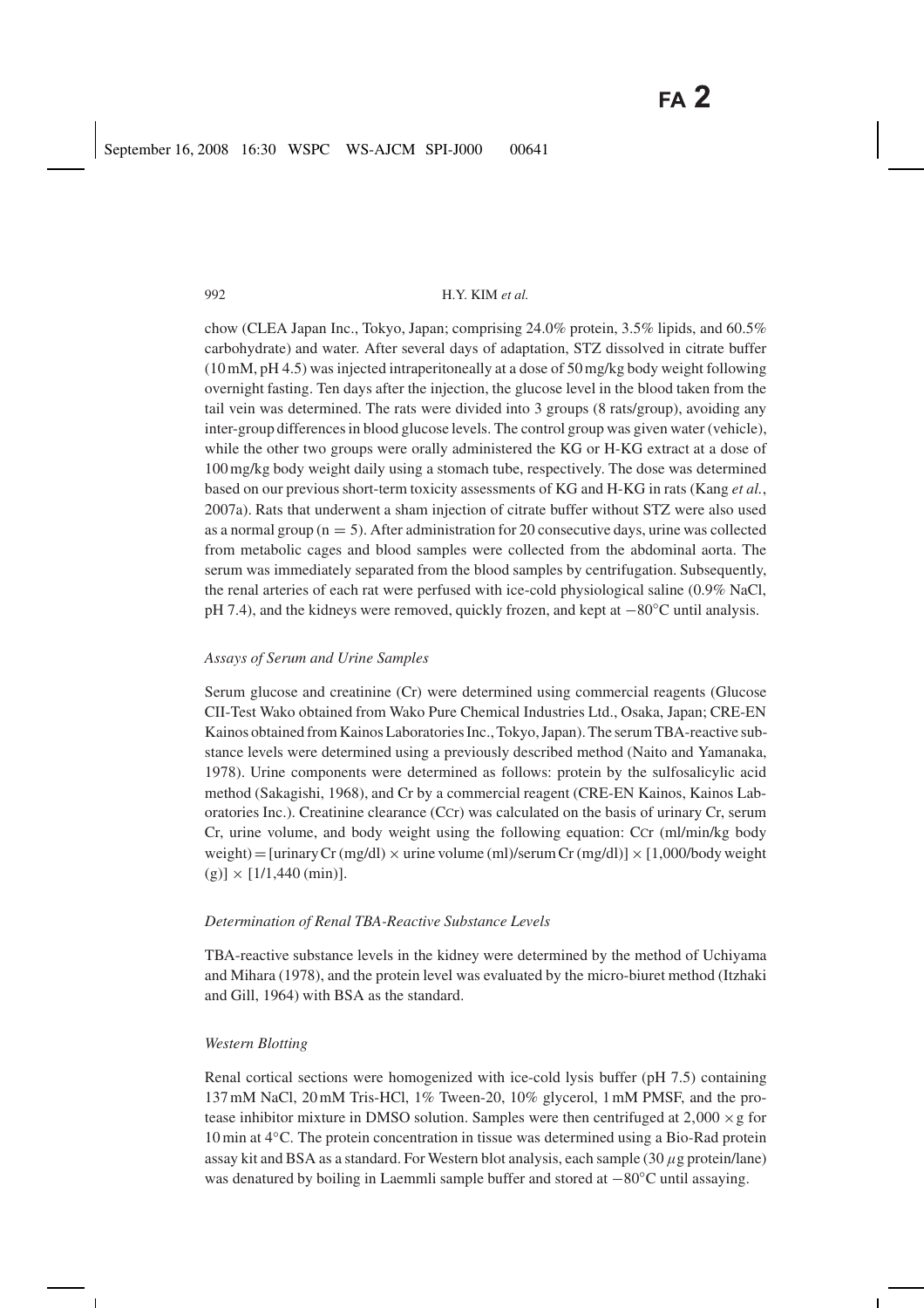chow (CLEA Japan Inc., Tokyo, Japan; comprising 24.0% protein, 3.5% lipids, and 60.5% carbohydrate) and water. After several days of adaptation, STZ dissolved in citrate buffer (10 mM, pH 4.5) was injected intraperitoneally at a dose of 50 mg/kg body weight following overnight fasting. Ten days after the injection, the glucose level in the blood taken from the tail vein was determined. The rats were divided into 3 groups (8 rats/group), avoiding any inter-group differences in blood glucose levels. The control group was given water (vehicle), while the other two groups were orally administered the KG or H-KG extract at a dose of 100 mg/kg body weight daily using a stomach tube, respectively. The dose was determined based on our previous short-term toxicity assessments of KG and H-KG in rats (Kang *et al.*, 2007a). Rats that underwent a sham injection of citrate buffer without STZ were also used as a normal group ($n = 5$). After administration for 20 consecutive days, urine was collected from metabolic cages and blood samples were collected from the abdominal aorta. The serum was immediately separated from the blood samples by centrifugation. Subsequently, the renal arteries of each rat were perfused with ice-cold physiological saline (0.9% NaCl, pH 7.4), and the kidneys were removed, quickly frozen, and kept at $-80°C$ until analysis.

### *Assays of Serum and Urine Samples*

Serum glucose and creatinine (Cr) were determined using commercial reagents (Glucose CII-Test Wako obtained from Wako Pure Chemical Industries Ltd., Osaka, Japan; CRE-EN Kainos obtained from Kainos Laboratories Inc., Tokyo, Japan). The serum TBA-reactive substance levels were determined using a previously described method (Naito and Yamanaka, 1978). Urine components were determined as follows: protein by the sulfosalicylic acid method (Sakagishi, 1968), and Cr by a commercial reagent (CRE-EN Kainos, Kainos Laboratories Inc.). Creatinine clearance (CCr) was calculated on the basis of urinary Cr, serum Cr, urine volume, and body weight using the following equation: CCr (ml/min/kg body weight) = [urinary Cr (mg/dl) × urine volume (ml)/serum Cr (mg/dl)] × [1,000/body weight (g)] × [1/1,440 (min)].

### *Determination of Renal TBA-Reactive Substance Levels*

TBA-reactive substance levels in the kidney were determined by the method of Uchiyama and Mihara (1978), and the protein level was evaluated by the micro-biuret method (Itzhaki and Gill, 1964) with BSA as the standard.

### *Western Blotting*

Renal cortical sections were homogenized with ice-cold lysis buffer (pH 7.5) containing 137 mM NaCl, 20 mM Tris-HCl, 1% Tween-20, 10% glycerol, 1 mM PMSF, and the protease inhibitor mixture in DMSO solution. Samples were then centrifuged at $2,000 \times g$ for 10 min at 4°C. The protein concentration in tissue was determined using a Bio-Rad protein assay kit and BSA as a standard. For Western blot analysis, each sample (30 $\mu$g protein/lane) was denatured by boiling in Laemmli sample buffer and stored at $-80°C$ until assaying.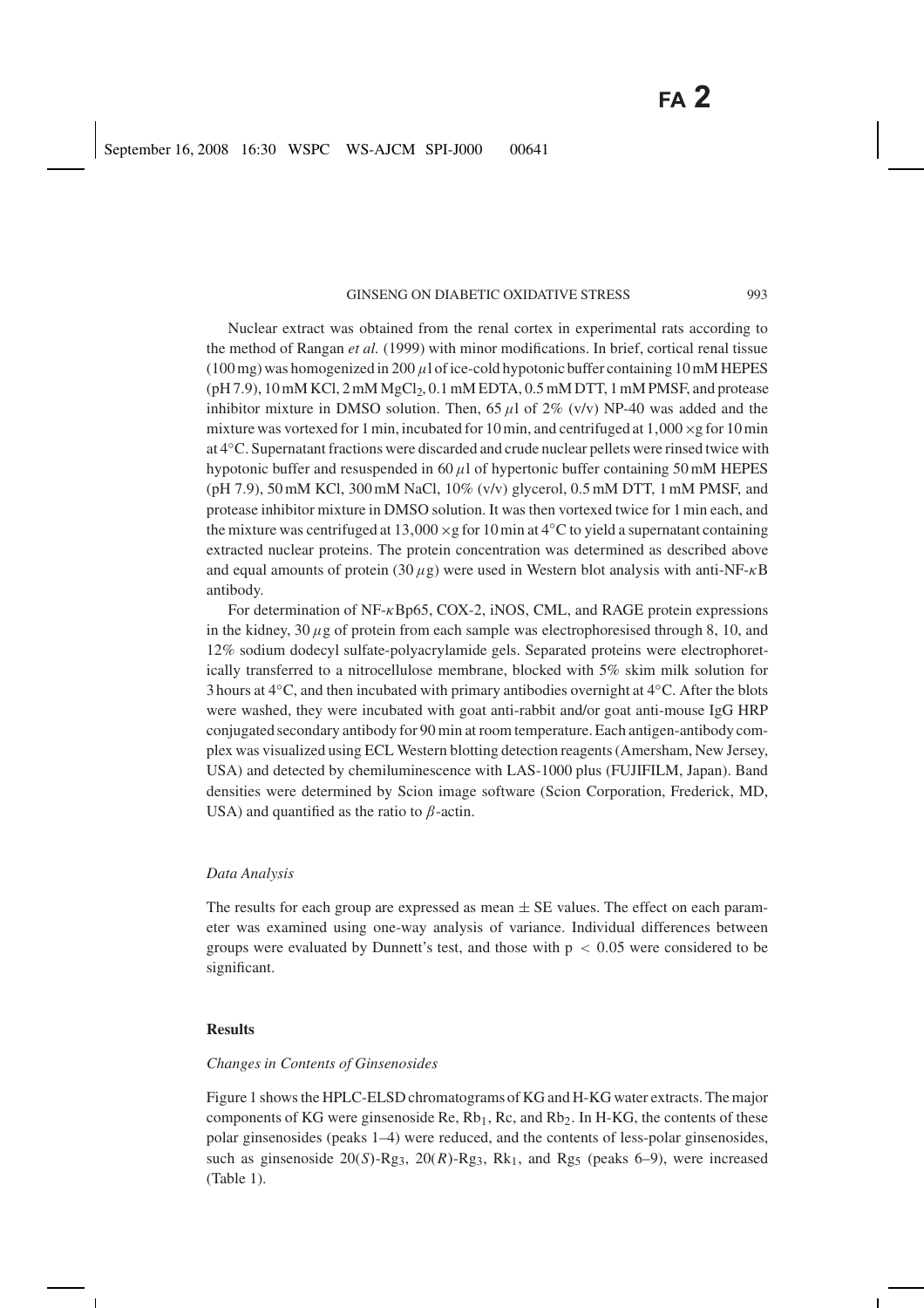Nuclear extract was obtained from the renal cortex in experimental rats according to the method of Rangan *et al.* (1999) with minor modifications. In brief, cortical renal tissue (100 mg) was homogenized in 200 $\mu$l of ice-cold hypotonic buffer containing 10 mM HEPES (pH 7.9), 10 mM KCl, 2 mM $MgCl_2$, 0.1 mM EDTA, 0.5 mM DTT, 1 mM PMSF, and protease inhibitor mixture in DMSO solution. Then, 65 $\mu$l of 2% (v/v) NP-40 was added and the mixture was vortexed for 1 min, incubated for 10 min, and centrifuged at 1,000 ×g for 10 min at 4°C. Supernatant fractions were discarded and crude nuclear pellets were rinsed twice with hypotonic buffer and resuspended in 60 $\mu$l of hypertonic buffer containing 50 mM HEPES (pH 7.9), 50 mM KCl, 300 mM NaCl, 10% (v/v) glycerol, 0.5 mM DTT, 1 mM PMSF, and protease inhibitor mixture in DMSO solution. It was then vortexed twice for 1 min each, and the mixture was centrifuged at 13,000 ×g for 10 min at 4°C to yield a supernatant containing extracted nuclear proteins. The protein concentration was determined as described above and equal amounts of protein (30 $\mu$g) were used in Western blot analysis with anti-NF-$\kappa$B antibody.

For determination of NF-$\kappa$Bp65, COX-2, iNOS, CML, and RAGE protein expressions in the kidney, 30 $\mu$g of protein from each sample was electrophoresised through 8, 10, and 12% sodium dodecyl sulfate-polyacrylamide gels. Separated proteins were electrophoretically transferred to a nitrocellulose membrane, blocked with 5% skim milk solution for 3 hours at 4°C, and then incubated with primary antibodies overnight at 4°C. After the blots were washed, they were incubated with goat anti-rabbit and/or goat anti-mouse IgG HRP conjugated secondary antibody for 90 min at room temperature. Each antigen-antibody complex was visualized using ECL Western blotting detection reagents (Amersham, New Jersey, USA) and detected by chemiluminescence with LAS-1000 plus (FUJIFILM, Japan). Band densities were determined by Scion image software (Scion Corporation, Frederick, MD, USA) and quantified as the ratio to $\beta$-actin.

### *Data Analysis*

The results for each group are expressed as mean ± SE values. The effect on each parameter was examined using one-way analysis of variance. Individual differences between groups were evaluated by Dunnett's test, and those with $p < 0.05$ were considered to be significant.

## **Results**

### *Changes in Contents of Ginsenosides*

Figure 1 shows the HPLC-ELSD chromatograms of KG and H-KG water extracts. The major components of KG were ginsenoside Re, $Rb_1$, Rc, and $Rb_2$. In H-KG, the contents of these polar ginsenosides (peaks 1–4) were reduced, and the contents of less-polar ginsenosides, such as ginsenoside 20(*S*)-$Rg_3$, 20(*R*)-$Rg_3$, $Rk_1$, and $Rg_5$ (peaks 6–9), were increased (Table 1).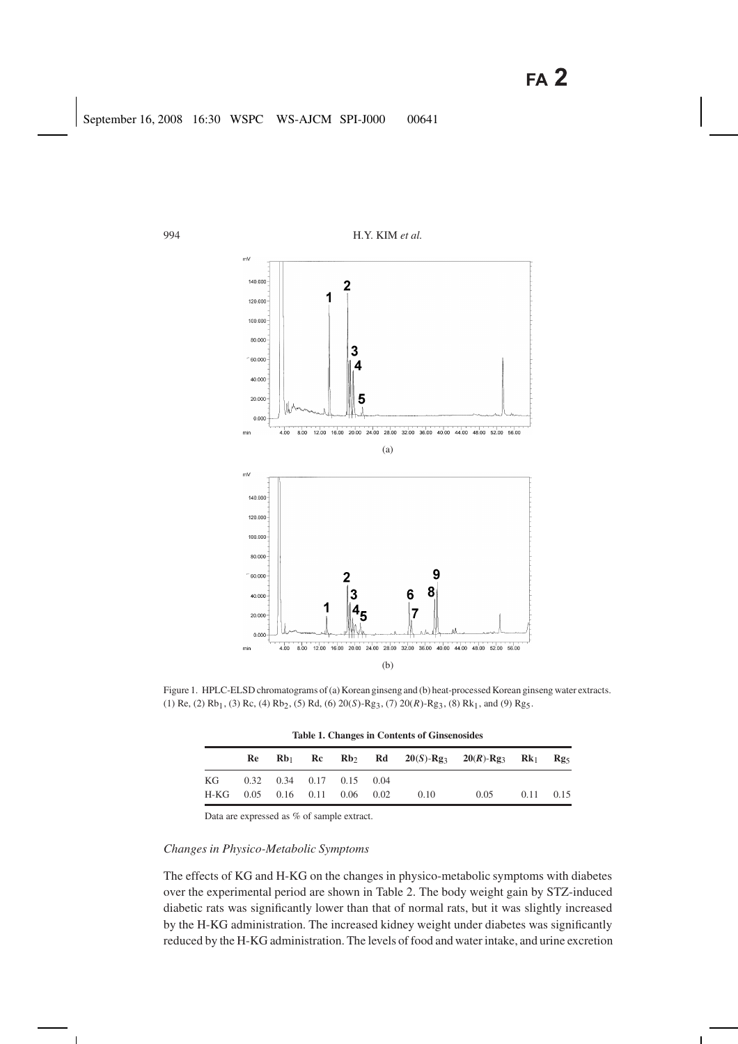Figure 1. HPLC-ELSD chromatograms of (a) Korean ginseng and (b) heat-processed Korean ginseng water extracts. (1) Re, (2) $Rb_1$, (3) Rc, (4) $Rb_2$, (5) Rd, (6) 20(*S*)-$Rg_3$, (7) 20(*R*)-$Rg_3$, (8) $Rk_1$, and (9) $Rg_5$.

**Table 1. Changes in Contents of Ginsenosides**

| | Re | $Rb_1$ | Rc | $Rb_2$ | Rd | 20(*S*)-$Rg_3$ | 20(*R*)-$Rg_3$ | $Rk_1$ | $Rg_5$ |
|---|---|---|---|---|---|---|---|---|---|
| KG | 0.32 | 0.34 | 0.17 | 0.15 | 0.04 | | | | |
| H-KG | 0.05 | 0.16 | 0.11 | 0.06 | 0.02 | 0.10 | 0.05 | 0.11 | 0.15 |

Data are expressed as % of sample extract.

### *Changes in Physico-Metabolic Symptoms*

The effects of KG and H-KG on the changes in physico-metabolic symptoms with diabetes over the experimental period are shown in Table 2. The body weight gain by STZ-induced diabetic rats was significantly lower than that of normal rats, but it was slightly increased by the H-KG administration. The increased kidney weight under diabetes was significantly reduced by the H-KG administration. The levels of food and water intake, and urine excretion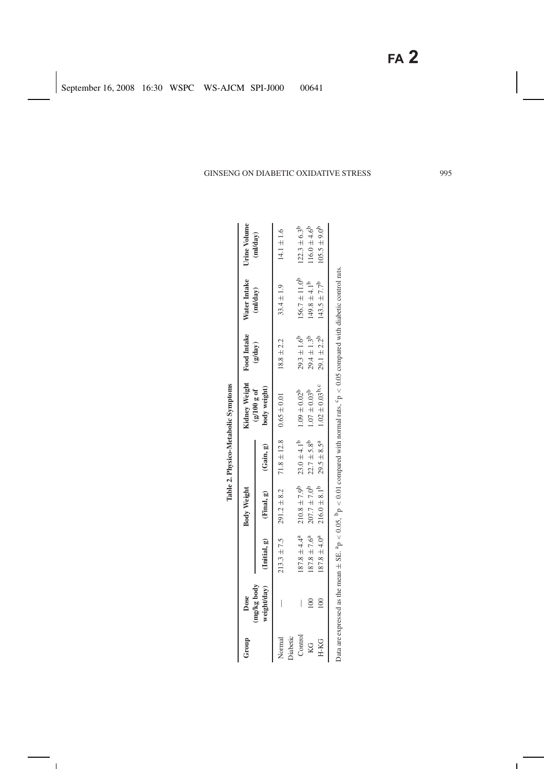**Table 2. Physico-Metabolic Symptoms**

| Group | Dose (mg/kg body weight/day) | Body Weight | | | Kidney Weight (g/100 g of body weight) | Food Intake (g/day) | Water Intake (ml/day) | Urine Volume (ml/day) |
|---|---|---|---|---|---|---|---|---|
| | | (Initial, g) | (Final, g) | (Gain, g) | | | | |
| Normal | — | 213.3 ± 7.5 | 291.2 ± 8.2 | 71.8 ± 12.8 | 0.65 ± 0.01 | 18.8 ± 2.2 | 33.4 ± 1.9 | 14.1 ± 1.6 |
| Diabetic | | | | | | | | |
| Control | — | 187.8 ± 4.4[a] | 210.8 ± 7.9[b] | 23.0 ± 4.1[b] | 1.09 ± 0.02[b] | 29.3 ± 1.6[b] | 156.7 ± 11.0[b] | 122.3 ± 6.3[b] |
| KG | 100 | 187.8 ± 7.6[a] | 207.7 ± 7.0[b] | 22.7 ± 5.8[b] | 1.07 ± 0.03[b] | 29.4 ± 1.3[b] | 149.8 ± 4.1[b] | 116.0 ± 4.6[b] |
| H-KG | 100 | 187.8 ± 4.0[a] | 216.0 ± 8.1[b] | 29.5 ± 8.5[a] | 1.02 ± 0.03[b,c] | 29.1 ± 2.2[b] | 143.5 ± 7.7[b] | 105.5 ± 9.0[b] |

Data are expressed as the mean ± SE. [a]$p < 0.05$, [b]$p < 0.01$ compared with normal rats, [c]$p < 0.05$ compared with diabetic control rats.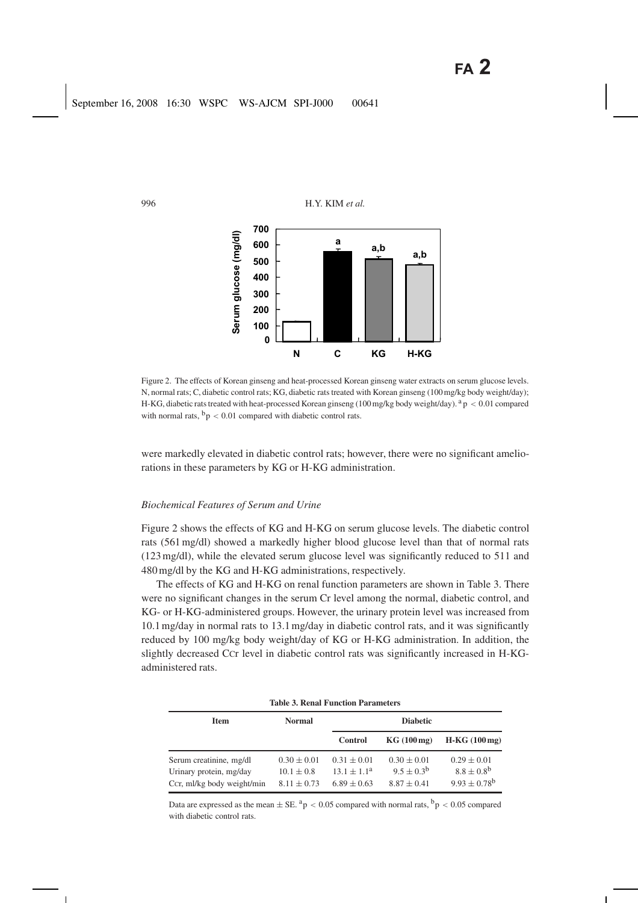Figure 2. The effects of Korean ginseng and heat-processed Korean ginseng water extracts on serum glucose levels. N, normal rats; C, diabetic control rats; KG, diabetic rats treated with Korean ginseng (100 mg/kg body weight/day); H-KG, diabetic rats treated with heat-processed Korean ginseng (100 mg/kg body weight/day). [a] $p < 0.01$ compared with normal rats, [b] $p < 0.01$ compared with diabetic control rats.

were markedly elevated in diabetic control rats; however, there were no significant ameliorations in these parameters by KG or H-KG administration.

### *Biochemical Features of Serum and Urine*

Figure 2 shows the effects of KG and H-KG on serum glucose levels. The diabetic control rats (561 mg/dl) showed a markedly higher blood glucose level than that of normal rats (123 mg/dl), while the elevated serum glucose level was significantly reduced to 511 and 480 mg/dl by the KG and H-KG administrations, respectively.

The effects of KG and H-KG on renal function parameters are shown in Table 3. There were no significant changes in the serum Cr level among the normal, diabetic control, and KG- or H-KG-administered groups. However, the urinary protein level was increased from 10.1 mg/day in normal rats to 13.1 mg/day in diabetic control rats, and it was significantly reduced by 100 mg/kg body weight/day of KG or H-KG administration. In addition, the slightly decreased Ccr level in diabetic control rats was significantly increased in H-KG-administered rats.

**Table 3. Renal Function Parameters**

| Item | Normal | Diabetic | | |
|---|---|---|---|---|
| | | Control | KG (100 mg) | H-KG (100 mg) |
| Serum creatinine, mg/dl | $0.30 \pm 0.01$ | $0.31 \pm 0.01$ | $0.30 \pm 0.01$ | $0.29 \pm 0.01$ |
| Urinary protein, mg/day | $10.1 \pm 0.8$ | $13.1 \pm 1.1^{a}$ | $9.5 \pm 0.3^{b}$ | $8.8 \pm 0.8^{b}$ |
| Ccr, ml/kg body weight/min | $8.11 \pm 0.73$ | $6.89 \pm 0.63$ | $8.87 \pm 0.41$ | $9.93 \pm 0.78^{b}$ |

Data are expressed as the mean ± SE. [a] $p < 0.05$ compared with normal rats, [b] $p < 0.05$ compared with diabetic control rats.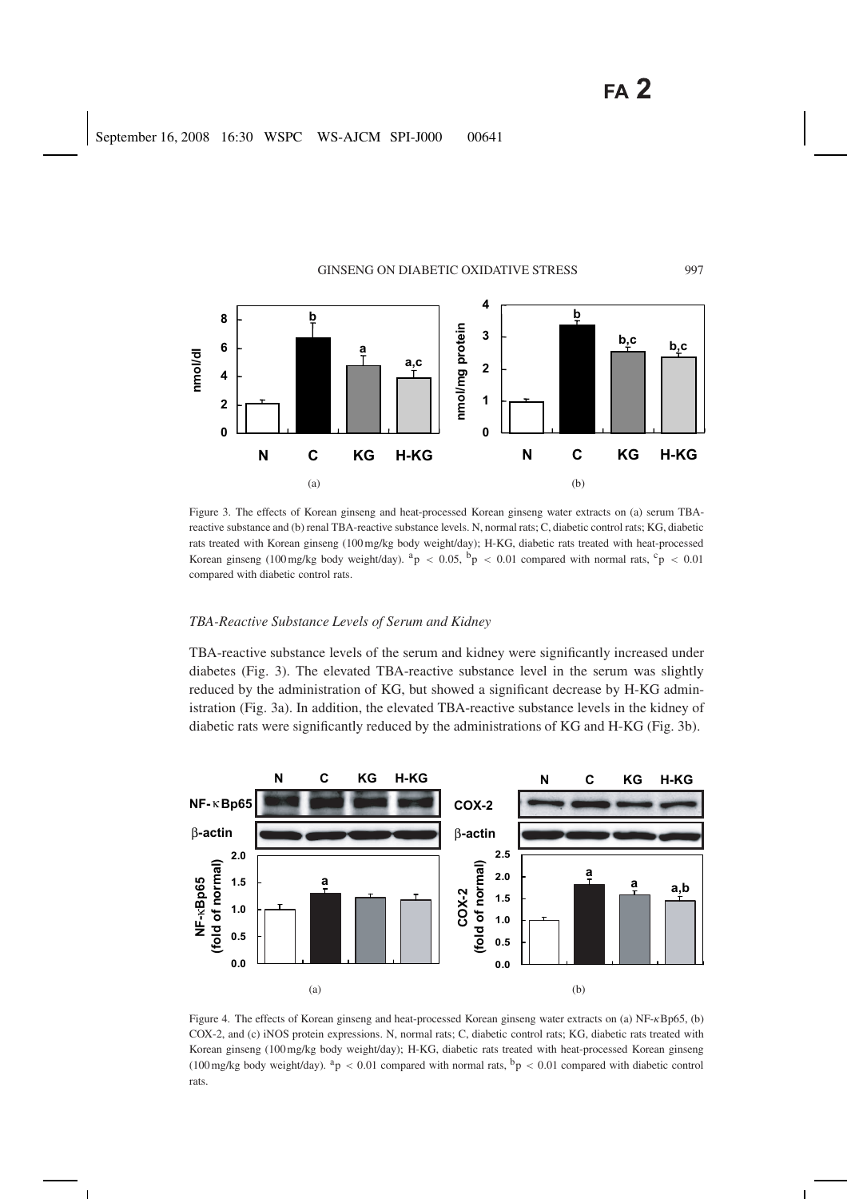Figure 3. The effects of Korean ginseng and heat-processed Korean ginseng water extracts on (a) serum TBA-reactive substance and (b) renal TBA-reactive substance levels. N, normal rats; C, diabetic control rats; KG, diabetic rats treated with Korean ginseng (100 mg/kg body weight/day); H-KG, diabetic rats treated with heat-processed Korean ginseng (100 mg/kg body weight/day). $^{a}p < 0.05$, $^{b}p < 0.01$ compared with normal rats, $^{c}p < 0.01$ compared with diabetic control rats.

### *TBA-Reactive Substance Levels of Serum and Kidney*

TBA-reactive substance levels of the serum and kidney were significantly increased under diabetes (Fig. 3). The elevated TBA-reactive substance level in the serum was slightly reduced by the administration of KG, but showed a significant decrease by H-KG administration (Fig. 3a). In addition, the elevated TBA-reactive substance levels in the kidney of diabetic rats were significantly reduced by the administrations of KG and H-KG (Fig. 3b).

Figure 4. The effects of Korean ginseng and heat-processed Korean ginseng water extracts on (a) NF-κBp65, (b) COX-2, and (c) iNOS protein expressions. N, normal rats; C, diabetic control rats; KG, diabetic rats treated with Korean ginseng (100 mg/kg body weight/day); H-KG, diabetic rats treated with heat-processed Korean ginseng (100 mg/kg body weight/day). $^{a}p < 0.01$ compared with normal rats, $^{b}p < 0.01$ compared with diabetic control rats.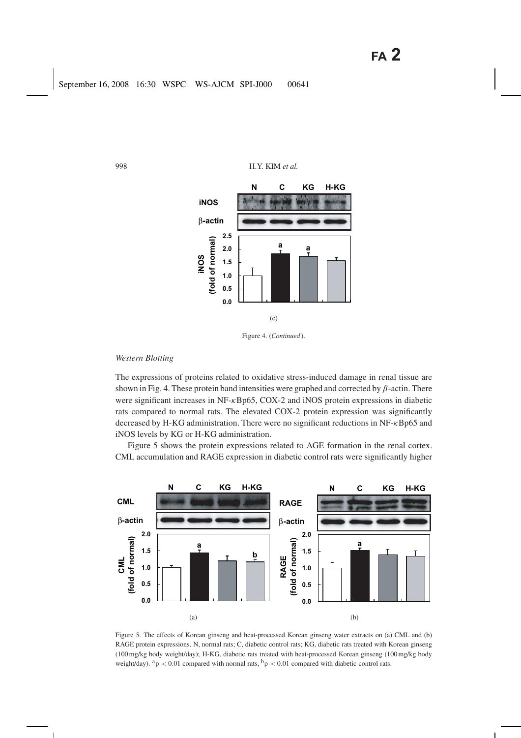(c)

Figure 4. (*Continued*).

*Western Blotting*

The expressions of proteins related to oxidative stress-induced damage in renal tissue are shown in Fig. 4. These protein band intensities were graphed and corrected by $\beta$-actin. There were significant increases in NF-$\kappa$Bp65, COX-2 and iNOS protein expressions in diabetic rats compared to normal rats. The elevated COX-2 protein expression was significantly decreased by H-KG administration. There were no significant reductions in NF-$\kappa$Bp65 and iNOS levels by KG or H-KG administration.

Figure 5 shows the protein expressions related to AGE formation in the renal cortex. CML accumulation and RAGE expression in diabetic control rats were significantly higher

(a) (b)

Figure 5. The effects of Korean ginseng and heat-processed Korean ginseng water extracts on (a) CML and (b) RAGE protein expressions. N, normal rats; C, diabetic control rats; KG, diabetic rats treated with Korean ginseng (100 mg/kg body weight/day); H-KG, diabetic rats treated with heat-processed Korean ginseng (100 mg/kg body weight/day). [a]$p < 0.01$ compared with normal rats, [b]$p < 0.01$ compared with diabetic control rats.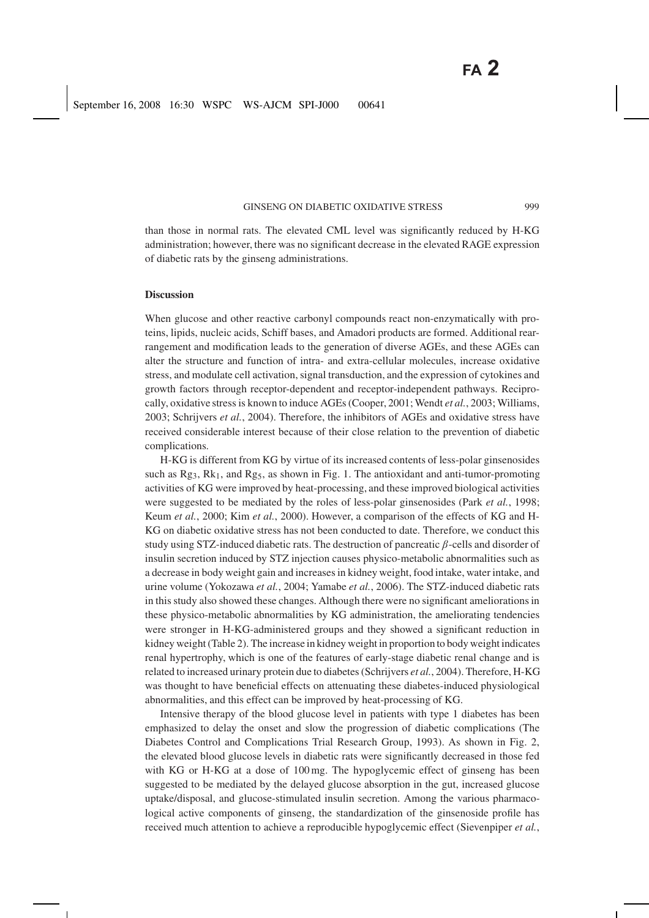than those in normal rats. The elevated CML level was significantly reduced by H-KG administration; however, there was no significant decrease in the elevated RAGE expression of diabetic rats by the ginseng administrations.

## Discussion

When glucose and other reactive carbonyl compounds react non-enzymatically with proteins, lipids, nucleic acids, Schiff bases, and Amadori products are formed. Additional rearrangement and modification leads to the generation of diverse AGEs, and these AGEs can alter the structure and function of intra- and extra-cellular molecules, increase oxidative stress, and modulate cell activation, signal transduction, and the expression of cytokines and growth factors through receptor-dependent and receptor-independent pathways. Reciprocally, oxidative stress is known to induce AGEs (Cooper, 2001; Wendt *et al.*, 2003; Williams, 2003; Schrijvers *et al.*, 2004). Therefore, the inhibitors of AGEs and oxidative stress have received considerable interest because of their close relation to the prevention of diabetic complications.

H-KG is different from KG by virtue of its increased contents of less-polar ginsenosides such as $Rg_3$, $Rk_1$, and $Rg_5$, as shown in Fig. 1. The antioxidant and anti-tumor-promoting activities of KG were improved by heat-processing, and these improved biological activities were suggested to be mediated by the roles of less-polar ginsenosides (Park *et al.*, 1998; Keum *et al.*, 2000; Kim *et al.*, 2000). However, a comparison of the effects of KG and H-KG on diabetic oxidative stress has not been conducted to date. Therefore, we conduct this study using STZ-induced diabetic rats. The destruction of pancreatic $\beta$-cells and disorder of insulin secretion induced by STZ injection causes physico-metabolic abnormalities such as a decrease in body weight gain and increases in kidney weight, food intake, water intake, and urine volume (Yokozawa *et al.*, 2004; Yamabe *et al.*, 2006). The STZ-induced diabetic rats in this study also showed these changes. Although there were no significant ameliorations in these physico-metabolic abnormalities by KG administration, the ameliorating tendencies were stronger in H-KG-administered groups and they showed a significant reduction in kidney weight (Table 2). The increase in kidney weight in proportion to body weight indicates renal hypertrophy, which is one of the features of early-stage diabetic renal change and is related to increased urinary protein due to diabetes (Schrijvers *et al.*, 2004). Therefore, H-KG was thought to have beneficial effects on attenuating these diabetes-induced physiological abnormalities, and this effect can be improved by heat-processing of KG.

Intensive therapy of the blood glucose level in patients with type 1 diabetes has been emphasized to delay the onset and slow the progression of diabetic complications (The Diabetes Control and Complications Trial Research Group, 1993). As shown in Fig. 2, the elevated blood glucose levels in diabetic rats were significantly decreased in those fed with KG or H-KG at a dose of 100 mg. The hypoglycemic effect of ginseng has been suggested to be mediated by the delayed glucose absorption in the gut, increased glucose uptake/disposal, and glucose-stimulated insulin secretion. Among the various pharmacological active components of ginseng, the standardization of the ginsenoside profile has received much attention to achieve a reproducible hypoglycemic effect (Sievenpiper *et al.*,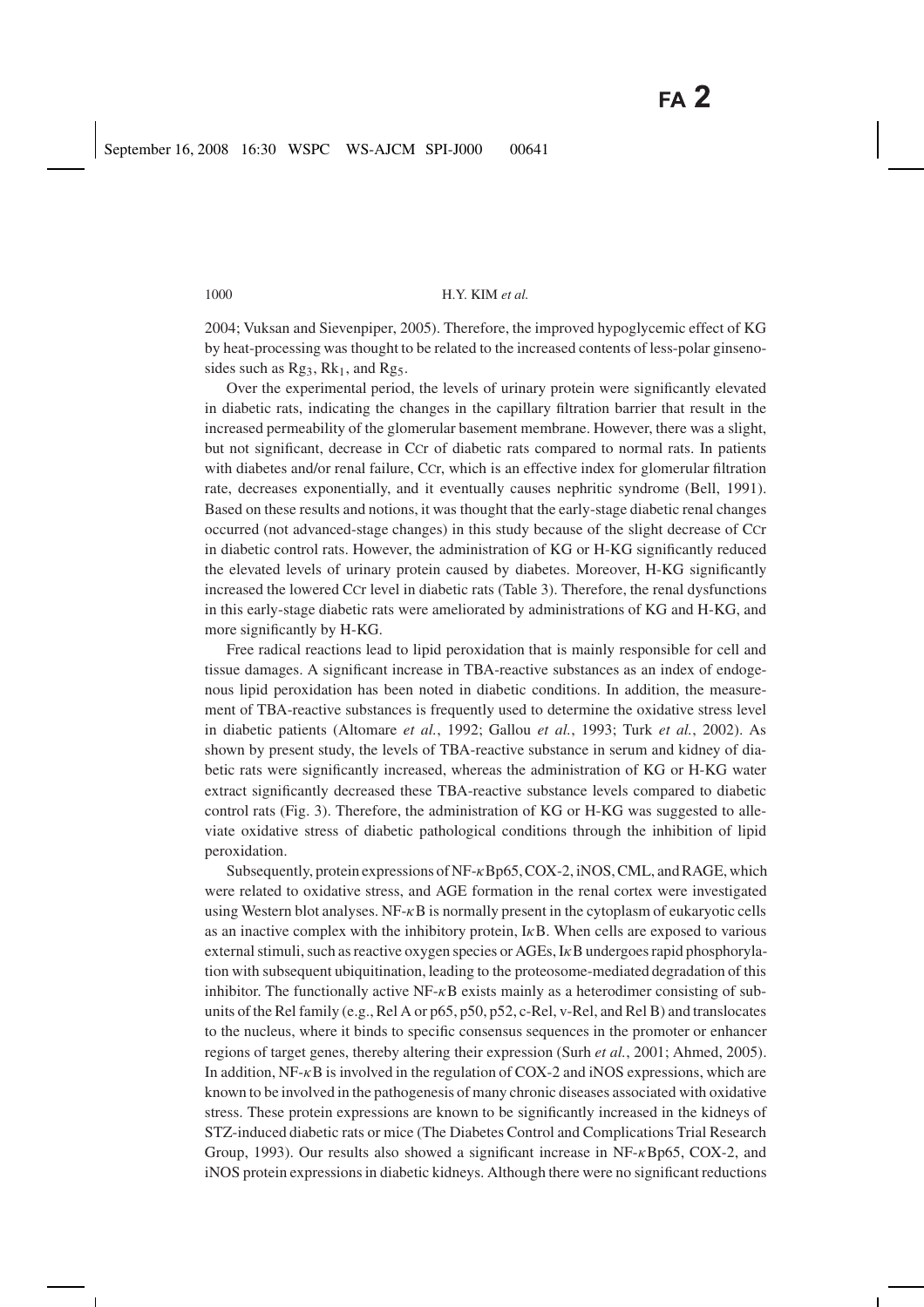2004; Vuksan and Sievenpiper, 2005). Therefore, the improved hypoglycemic effect of KG by heat-processing was thought to be related to the increased contents of less-polar ginsenosides such as $Rg_3$, $Rk_1$, and $Rg_5$.

Over the experimental period, the levels of urinary protein were significantly elevated in diabetic rats, indicating the changes in the capillary filtration barrier that result in the increased permeability of the glomerular basement membrane. However, there was a slight, but not significant, decrease in Ccr of diabetic rats compared to normal rats. In patients with diabetes and/or renal failure, Ccr, which is an effective index for glomerular filtration rate, decreases exponentially, and it eventually causes nephritic syndrome (Bell, 1991). Based on these results and notions, it was thought that the early-stage diabetic renal changes occurred (not advanced-stage changes) in this study because of the slight decrease of Ccr in diabetic control rats. However, the administration of KG or H-KG significantly reduced the elevated levels of urinary protein caused by diabetes. Moreover, H-KG significantly increased the lowered Ccr level in diabetic rats (Table 3). Therefore, the renal dysfunctions in this early-stage diabetic rats were ameliorated by administrations of KG and H-KG, and more significantly by H-KG.

Free radical reactions lead to lipid peroxidation that is mainly responsible for cell and tissue damages. A significant increase in TBA-reactive substances as an index of endogenous lipid peroxidation has been noted in diabetic conditions. In addition, the measurement of TBA-reactive substances is frequently used to determine the oxidative stress level in diabetic patients (Altomare *et al.*, 1992; Gallou *et al.*, 1993; Turk *et al.*, 2002). As shown by present study, the levels of TBA-reactive substance in serum and kidney of diabetic rats were significantly increased, whereas the administration of KG or H-KG water extract significantly decreased these TBA-reactive substance levels compared to diabetic control rats (Fig. 3). Therefore, the administration of KG or H-KG was suggested to alleviate oxidative stress of diabetic pathological conditions through the inhibition of lipid peroxidation.

Subsequently, protein expressions of NF-$\kappa$Bp65, COX-2, iNOS, CML, and RAGE, which were related to oxidative stress, and AGE formation in the renal cortex were investigated using Western blot analyses. NF-$\kappa$B is normally present in the cytoplasm of eukaryotic cells as an inactive complex with the inhibitory protein, I$\kappa$B. When cells are exposed to various external stimuli, such as reactive oxygen species or AGEs, I$\kappa$B undergoes rapid phosphorylation with subsequent ubiquitination, leading to the proteosome-mediated degradation of this inhibitor. The functionally active NF-$\kappa$B exists mainly as a heterodimer consisting of subunits of the Rel family (e.g., Rel A or p65, p50, p52, c-Rel, v-Rel, and Rel B) and translocates to the nucleus, where it binds to specific consensus sequences in the promoter or enhancer regions of target genes, thereby altering their expression (Surh *et al.*, 2001; Ahmed, 2005). In addition, NF-$\kappa$B is involved in the regulation of COX-2 and iNOS expressions, which are known to be involved in the pathogenesis of many chronic diseases associated with oxidative stress. These protein expressions are known to be significantly increased in the kidneys of STZ-induced diabetic rats or mice (The Diabetes Control and Complications Trial Research Group, 1993). Our results also showed a significant increase in NF-$\kappa$Bp65, COX-2, and iNOS protein expressions in diabetic kidneys. Although there were no significant reductions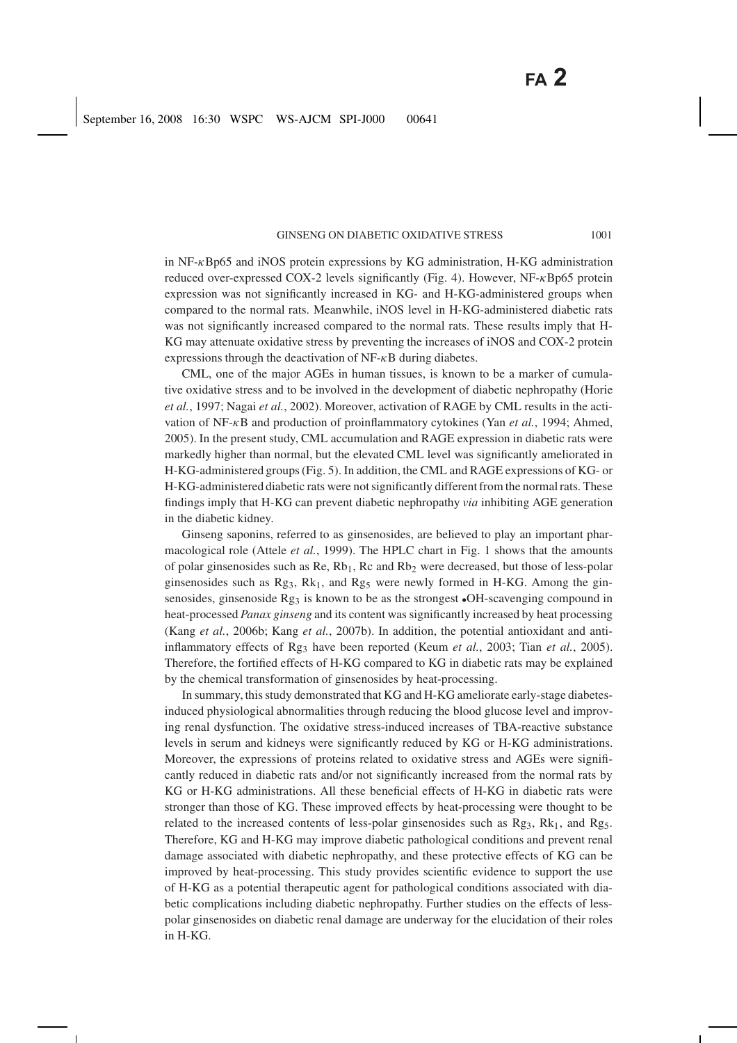in NF-$\kappa$Bp65 and iNOS protein expressions by KG administration, H-KG administration reduced over-expressed COX-2 levels significantly (Fig. 4). However, NF-$\kappa$Bp65 protein expression was not significantly increased in KG- and H-KG-administered groups when compared to the normal rats. Meanwhile, iNOS level in H-KG-administered diabetic rats was not significantly increased compared to the normal rats. These results imply that H-KG may attenuate oxidative stress by preventing the increases of iNOS and COX-2 protein expressions through the deactivation of NF-$\kappa$B during diabetes.

CML, one of the major AGEs in human tissues, is known to be a marker of cumulative oxidative stress and to be involved in the development of diabetic nephropathy (Horie *et al.*, 1997; Nagai *et al.*, 2002). Moreover, activation of RAGE by CML results in the activation of NF-$\kappa$B and production of proinflammatory cytokines (Yan *et al.*, 1994; Ahmed, 2005). In the present study, CML accumulation and RAGE expression in diabetic rats were markedly higher than normal, but the elevated CML level was significantly ameliorated in H-KG-administered groups (Fig. 5). In addition, the CML and RAGE expressions of KG- or H-KG-administered diabetic rats were not significantly different from the normal rats. These findings imply that H-KG can prevent diabetic nephropathy *via* inhibiting AGE generation in the diabetic kidney.

Ginseng saponins, referred to as ginsenosides, are believed to play an important pharmacological role (Attele *et al.*, 1999). The HPLC chart in Fig. 1 shows that the amounts of polar ginsenosides such as Re, $Rb_1$, Rc and $Rb_2$ were decreased, but those of less-polar ginsenosides such as $Rg_3$, $Rk_1$, and $Rg_5$ were newly formed in H-KG. Among the ginsenosides, ginsenoside $Rg_3$ is known to be as the strongest •OH-scavenging compound in heat-processed *Panax ginseng* and its content was significantly increased by heat processing (Kang *et al.*, 2006b; Kang *et al.*, 2007b). In addition, the potential antioxidant and anti-inflammatory effects of $Rg_3$ have been reported (Keum *et al.*, 2003; Tian *et al.*, 2005). Therefore, the fortified effects of H-KG compared to KG in diabetic rats may be explained by the chemical transformation of ginsenosides by heat-processing.

In summary, this study demonstrated that KG and H-KG ameliorate early-stage diabetes-induced physiological abnormalities through reducing the blood glucose level and improving renal dysfunction. The oxidative stress-induced increases of TBA-reactive substance levels in serum and kidneys were significantly reduced by KG or H-KG administrations. Moreover, the expressions of proteins related to oxidative stress and AGEs were significantly reduced in diabetic rats and/or not significantly increased from the normal rats by KG or H-KG administrations. All these beneficial effects of H-KG in diabetic rats were stronger than those of KG. These improved effects by heat-processing were thought to be related to the increased contents of less-polar ginsenosides such as $Rg_3$, $Rk_1$, and $Rg_5$. Therefore, KG and H-KG may improve diabetic pathological conditions and prevent renal damage associated with diabetic nephropathy, and these protective effects of KG can be improved by heat-processing. This study provides scientific evidence to support the use of H-KG as a potential therapeutic agent for pathological conditions associated with diabetic complications including diabetic nephropathy. Further studies on the effects of less-polar ginsenosides on diabetic renal damage are underway for the elucidation of their roles in H-KG.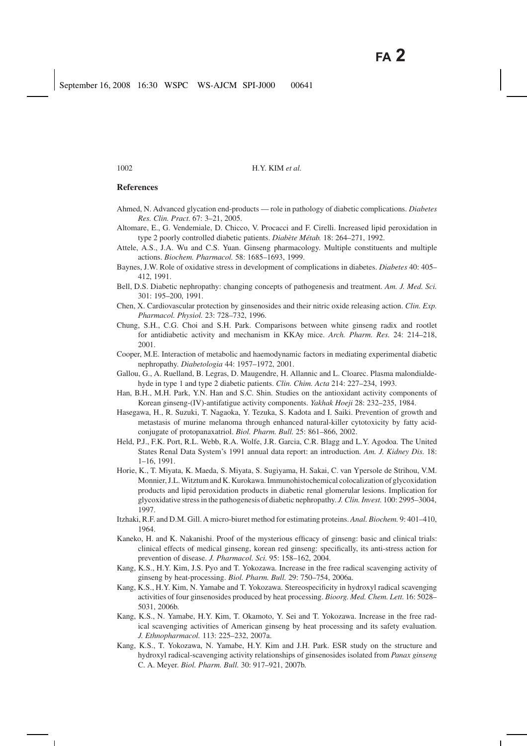## References

Ahmed, N. Advanced glycation end-products — role in pathology of diabetic complications. *Diabetes Res. Clin. Pract.* 67: 3–21, 2005.

Altomare, E., G. Vendemiale, D. Chicco, V. Procacci and F. Cirelli. Increased lipid peroxidation in type 2 poorly controlled diabetic patients. *Diabète Métab.* 18: 264–271, 1992.

Attele, A.S., J.A. Wu and C.S. Yuan. Ginseng pharmacology. Multiple constituents and multiple actions. *Biochem. Pharmacol.* 58: 1685–1693, 1999.

Baynes, J.W. Role of oxidative stress in development of complications in diabetes. *Diabetes* 40: 405–412, 1991.

Bell, D.S. Diabetic nephropathy: changing concepts of pathogenesis and treatment. *Am. J. Med. Sci.* 301: 195–200, 1991.

Chen, X. Cardiovascular protection by ginsenosides and their nitric oxide releasing action. *Clin. Exp. Pharmacol. Physiol.* 23: 728–732, 1996.

Chung, S.H., C.G. Choi and S.H. Park. Comparisons between white ginseng radix and rootlet for antidiabetic activity and mechanism in KKAy mice. *Arch. Pharm. Res.* 24: 214–218, 2001.

Cooper, M.E. Interaction of metabolic and haemodynamic factors in mediating experimental diabetic nephropathy. *Diabetologia* 44: 1957–1972, 2001.

Gallou, G., A. Ruelland, B. Legras, D. Maugendre, H. Allannic and L. Cloarec. Plasma malondialdehyde in type 1 and type 2 diabetic patients. *Clin. Chim. Acta* 214: 227–234, 1993.

Han, B.H., M.H. Park, Y.N. Han and S.C. Shin. Studies on the antioxidant activity components of Korean ginseng-(IV)-antifatigue activity components. *Yakhak Hoeji* 28: 232–235, 1984.

Hasegawa, H., R. Suzuki, T. Nagaoka, Y. Tezuka, S. Kadota and I. Saiki. Prevention of growth and metastasis of murine melanoma through enhanced natural-killer cytotoxicity by fatty acid-conjugate of protopanaxatriol. *Biol. Pharm. Bull.* 25: 861–866, 2002.

Held, P.J., F.K. Port, R.L. Webb, R.A. Wolfe, J.R. Garcia, C.R. Blagg and L.Y. Agodoa. The United States Renal Data System's 1991 annual data report: an introduction. *Am. J. Kidney Dis.* 18: 1–16, 1991.

Horie, K., T. Miyata, K. Maeda, S. Miyata, S. Sugiyama, H. Sakai, C. van Ypersole de Strihou, V.M. Monnier, J.L. Witztum and K. Kurokawa. Immunohistochemical colocalization of glycoxidation products and lipid peroxidation products in diabetic renal glomerular lesions. Implication for glycoxidative stress in the pathogenesis of diabetic nephropathy. *J. Clin. Invest.* 100: 2995–3004, 1997.

Itzhaki, R.F. and D.M. Gill. A micro-biuret method for estimating proteins. *Anal. Biochem.* 9: 401–410, 1964.

Kaneko, H. and K. Nakanishi. Proof of the mysterious efficacy of ginseng: basic and clinical trials: clinical effects of medical ginseng, korean red ginseng: specifically, its anti-stress action for prevention of disease. *J. Pharmacol. Sci.* 95: 158–162, 2004.

Kang, K.S., H.Y. Kim, J.S. Pyo and T. Yokozawa. Increase in the free radical scavenging activity of ginseng by heat-processing. *Biol. Pharm. Bull.* 29: 750–754, 2006a.

Kang, K.S., H.Y. Kim, N. Yamabe and T. Yokozawa. Stereospecificity in hydroxyl radical scavenging activities of four ginsenosides produced by heat processing. *Bioorg. Med. Chem. Lett.* 16: 5028–5031, 2006b.

Kang, K.S., N. Yamabe, H.Y. Kim, T. Okamoto, Y. Sei and T. Yokozawa. Increase in the free radical scavenging activities of American ginseng by heat processing and its safety evaluation. *J. Ethnopharmacol.* 113: 225–232, 2007a.

Kang, K.S., T. Yokozawa, N. Yamabe, H.Y. Kim and J.H. Park. ESR study on the structure and hydroxyl radical-scavenging activity relationships of ginsenosides isolated from *Panax ginseng* C. A. Meyer. *Biol. Pharm. Bull.* 30: 917–921, 2007b.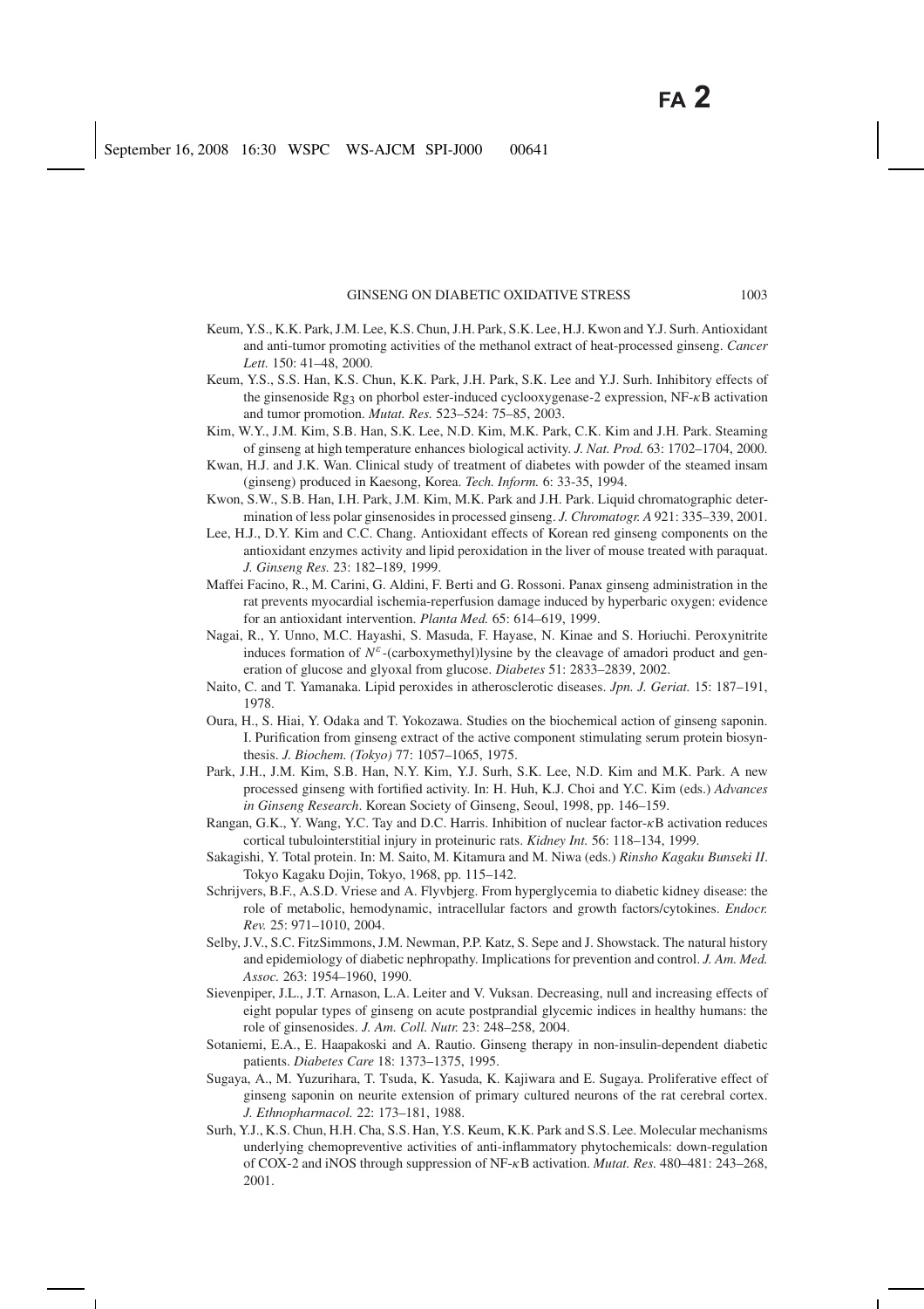Keum, Y.S., K.K. Park, J.M. Lee, K.S. Chun, J.H. Park, S.K. Lee, H.J. Kwon and Y.J. Surh. Antioxidant and anti-tumor promoting activities of the methanol extract of heat-processed ginseng. *Cancer Lett.* 150: 41–48, 2000.

Keum, Y.S., S.S. Han, K.S. Chun, K.K. Park, J.H. Park, S.K. Lee and Y.J. Surh. Inhibitory effects of the ginsenoside $Rg_3$ on phorbol ester-induced cyclooxygenase-2 expression, NF-$\kappa$B activation and tumor promotion. *Mutat. Res.* 523–524: 75–85, 2003.

Kim, W.Y., J.M. Kim, S.B. Han, S.K. Lee, N.D. Kim, M.K. Park, C.K. Kim and J.H. Park. Steaming of ginseng at high temperature enhances biological activity. *J. Nat. Prod.* 63: 1702–1704, 2000.

Kwan, H.J. and J.K. Wan. Clinical study of treatment of diabetes with powder of the steamed insam (ginseng) produced in Kaesong, Korea. *Tech. Inform.* 6: 33-35, 1994.

Kwon, S.W., S.B. Han, I.H. Park, J.M. Kim, M.K. Park and J.H. Park. Liquid chromatographic determination of less polar ginsenosides in processed ginseng. *J. Chromatogr. A* 921: 335–339, 2001.

Lee, H.J., D.Y. Kim and C.C. Chang. Antioxidant effects of Korean red ginseng components on the antioxidant enzymes activity and lipid peroxidation in the liver of mouse treated with paraquat. *J. Ginseng Res.* 23: 182–189, 1999.

Maffei Facino, R., M. Carini, G. Aldini, F. Berti and G. Rossoni. Panax ginseng administration in the rat prevents myocardial ischemia-reperfusion damage induced by hyperbaric oxygen: evidence for an antioxidant intervention. *Planta Med.* 65: 614–619, 1999.

Nagai, R., Y. Unno, M.C. Hayashi, S. Masuda, F. Hayase, N. Kinae and S. Horiuchi. Peroxynitrite induces formation of $N^{\varepsilon}$-(carboxymethyl)lysine by the cleavage of amadori product and generation of glucose and glyoxal from glucose. *Diabetes* 51: 2833–2839, 2002.

Naito, C. and T. Yamanaka. Lipid peroxides in atherosclerotic diseases. *Jpn. J. Geriat.* 15: 187–191, 1978.

Oura, H., S. Hiai, Y. Odaka and T. Yokozawa. Studies on the biochemical action of ginseng saponin. I. Purification from ginseng extract of the active component stimulating serum protein biosynthesis. *J. Biochem. (Tokyo)* 77: 1057–1065, 1975.

Park, J.H., J.M. Kim, S.B. Han, N.Y. Kim, Y.J. Surh, S.K. Lee, N.D. Kim and M.K. Park. A new processed ginseng with fortified activity. In: H. Huh, K.J. Choi and Y.C. Kim (eds.) *Advances in Ginseng Research*. Korean Society of Ginseng, Seoul, 1998, pp. 146–159.

Rangan, G.K., Y. Wang, Y.C. Tay and D.C. Harris. Inhibition of nuclear factor-$\kappa$B activation reduces cortical tubulointerstitial injury in proteinuric rats. *Kidney Int.* 56: 118–134, 1999.

Sakagishi, Y. Total protein. In: M. Saito, M. Kitamura and M. Niwa (eds.) *Rinsho Kagaku Bunseki II*. Tokyo Kagaku Dojin, Tokyo, 1968, pp. 115–142.

Schrijvers, B.F., A.S.D. Vriese and A. Flyvbjerg. From hyperglycemia to diabetic kidney disease: the role of metabolic, hemodynamic, intracellular factors and growth factors/cytokines. *Endocr. Rev.* 25: 971–1010, 2004.

Selby, J.V., S.C. FitzSimmons, J.M. Newman, P.P. Katz, S. Sepe and J. Showstack. The natural history and epidemiology of diabetic nephropathy. Implications for prevention and control. *J. Am. Med. Assoc.* 263: 1954–1960, 1990.

Sievenpiper, J.L., J.T. Arnason, L.A. Leiter and V. Vuksan. Decreasing, null and increasing effects of eight popular types of ginseng on acute postprandial glycemic indices in healthy humans: the role of ginsenosides. *J. Am. Coll. Nutr.* 23: 248–258, 2004.

Sotaniemi, E.A., E. Haapakoski and A. Rautio. Ginseng therapy in non-insulin-dependent diabetic patients. *Diabetes Care* 18: 1373–1375, 1995.

Sugaya, A., M. Yuzurihara, T. Tsuda, K. Yasuda, K. Kajiwara and E. Sugaya. Proliferative effect of ginseng saponin on neurite extension of primary cultured neurons of the rat cerebral cortex. *J. Ethnopharmacol.* 22: 173–181, 1988.

Surh, Y.J., K.S. Chun, H.H. Cha, S.S. Han, Y.S. Keum, K.K. Park and S.S. Lee. Molecular mechanisms underlying chemopreventive activities of anti-inflammatory phytochemicals: down-regulation of COX-2 and iNOS through suppression of NF-$\kappa$B activation. *Mutat. Res.* 480–481: 243–268, 2001.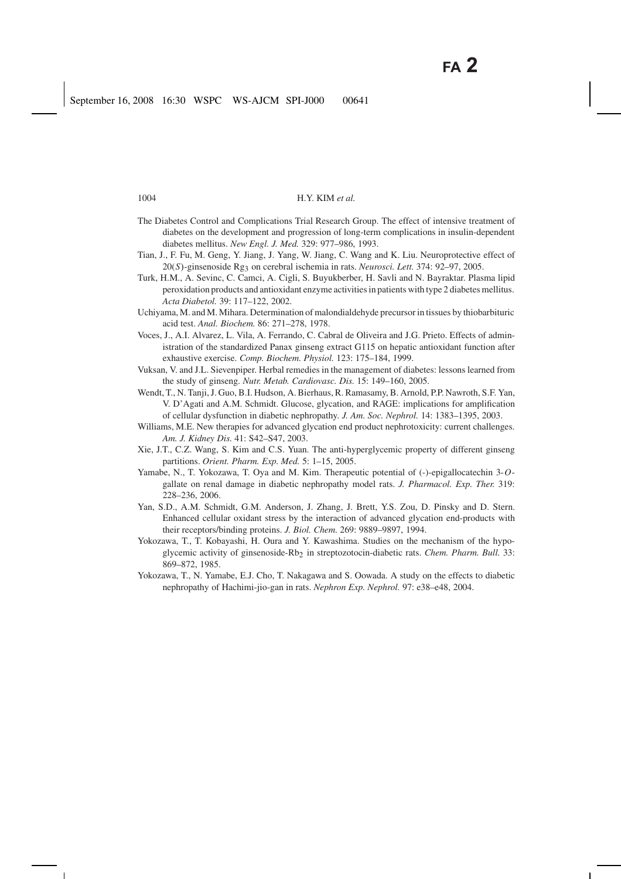The Diabetes Control and Complications Trial Research Group. The effect of intensive treatment of diabetes on the development and progression of long-term complications in insulin-dependent diabetes mellitus. *New Engl. J. Med.* 329: 977–986, 1993.

Tian, J., F. Fu, M. Geng, Y. Jiang, J. Yang, W. Jiang, C. Wang and K. Liu. Neuroprotective effect of 20(*S*)-ginsenoside $Rg_3$ on cerebral ischemia in rats. *Neurosci. Lett.* 374: 92–97, 2005.

Turk, H.M., A. Sevinc, C. Camci, A. Cigli, S. Buyukberber, H. Savli and N. Bayraktar. Plasma lipid peroxidation products and antioxidant enzyme activities in patients with type 2 diabetes mellitus. *Acta Diabetol.* 39: 117–122, 2002.

Uchiyama, M. and M. Mihara. Determination of malondialdehyde precursor in tissues by thiobarbituric acid test. *Anal. Biochem.* 86: 271–278, 1978.

Voces, J., A.I. Alvarez, L. Vila, A. Ferrando, C. Cabral de Oliveira and J.G. Prieto. Effects of administration of the standardized Panax ginseng extract G115 on hepatic antioxidant function after exhaustive exercise. *Comp. Biochem. Physiol.* 123: 175–184, 1999.

Vuksan, V. and J.L. Sievenpiper. Herbal remedies in the management of diabetes: lessons learned from the study of ginseng. *Nutr. Metab. Cardiovasc. Dis.* 15: 149–160, 2005.

Wendt, T., N. Tanji, J. Guo, B.I. Hudson, A. Bierhaus, R. Ramasamy, B. Arnold, P.P. Nawroth, S.F. Yan, V. D'Agati and A.M. Schmidt. Glucose, glycation, and RAGE: implications for amplification of cellular dysfunction in diabetic nephropathy. *J. Am. Soc. Nephrol.* 14: 1383–1395, 2003.

Williams, M.E. New therapies for advanced glycation end product nephrotoxicity: current challenges. *Am. J. Kidney Dis.* 41: S42–S47, 2003.

Xie, J.T., C.Z. Wang, S. Kim and C.S. Yuan. The anti-hyperglycemic property of different ginseng partitions. *Orient. Pharm. Exp. Med.* 5: 1–15, 2005.

Yamabe, N., T. Yokozawa, T. Oya and M. Kim. Therapeutic potential of (-)-epigallocatechin 3-*O*-gallate on renal damage in diabetic nephropathy model rats. *J. Pharmacol. Exp. Ther.* 319: 228–236, 2006.

Yan, S.D., A.M. Schmidt, G.M. Anderson, J. Zhang, J. Brett, Y.S. Zou, D. Pinsky and D. Stern. Enhanced cellular oxidant stress by the interaction of advanced glycation end-products with their receptors/binding proteins. *J. Biol. Chem.* 269: 9889–9897, 1994.

Yokozawa, T., T. Kobayashi, H. Oura and Y. Kawashima. Studies on the mechanism of the hypoglycemic activity of ginsenoside-$Rb_2$ in streptozotocin-diabetic rats. *Chem. Pharm. Bull.* 33: 869–872, 1985.

Yokozawa, T., N. Yamabe, E.J. Cho, T. Nakagawa and S. Oowada. A study on the effects to diabetic nephropathy of Hachimi-jio-gan in rats. *Nephron Exp. Nephrol.* 97: e38–e48, 2004.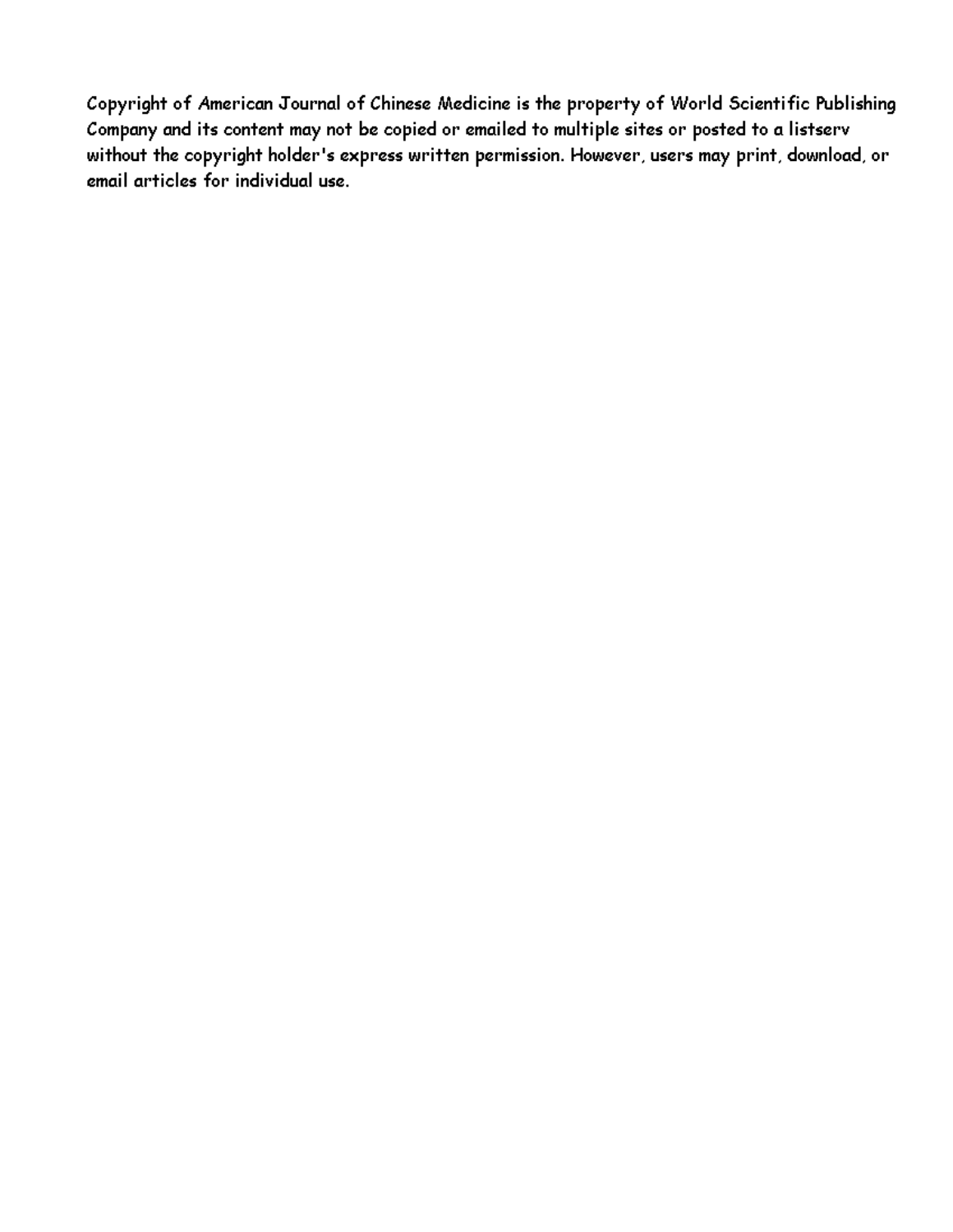Copyright of American Journal of Chinese Medicine is the property of World Scientific Publishing Company and its content may not be copied or emailed to multiple sites or posted to a listserv without the copyright holder's express written permission. However, users may print, download, or email articles for individual use.